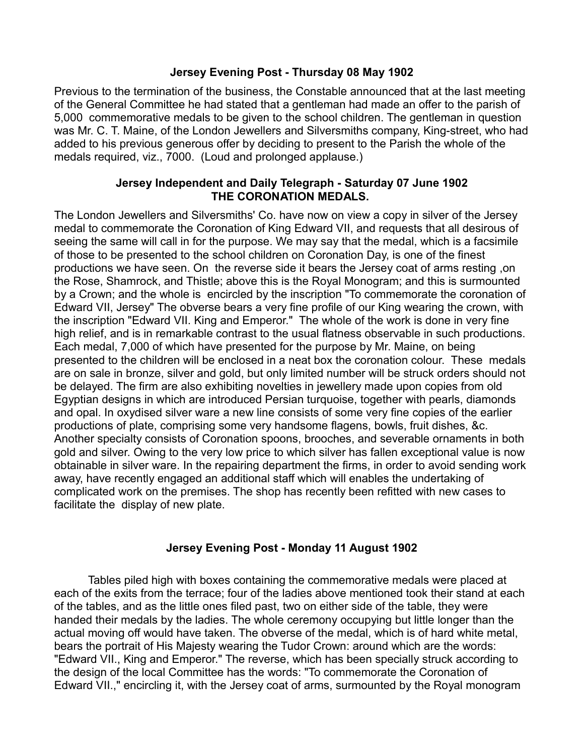### Jersey Evening Post - Thursday 08 May 1902

Previous to the termination of the business, the Constable announced that at the last meeting of the General Committee he had stated that a gentleman had made an offer to the parish of 5,000 commemorative medals to be given to the school children. The gentleman in question was Mr. C. T. Maine, of the London Jewellers and Silversmiths company, King-street, who had added to his previous generous offer by deciding to present to the Parish the whole of the medals required, viz., 7000. (Loud and prolonged applause.)

### Jersey Independent and Daily Telegraph - Saturday 07 June 1902
### THE CORONATION MEDALS.

The London Jewellers and Silversmiths' Co. have now on view a copy in silver of the Jersey medal to commemorate the Coronation of King Edward VII, and requests that all desirous of seeing the same will call in for the purpose. We may say that the medal, which is a facsimile of those to be presented to the school children on Coronation Day, is one of the finest productions we have seen. On the reverse side it bears the Jersey coat of arms resting ,on the Rose, Shamrock, and Thistle; above this is the Royal Monogram; and this is surmounted by a Crown; and the whole is encircled by the inscription "To commemorate the coronation of Edward VII, Jersey" The obverse bears a very fine profile of our King wearing the crown, with the inscription "Edward VII. King and Emperor." The whole of the work is done in very fine high relief, and is in remarkable contrast to the usual flatness observable in such productions. Each medal, 7,000 of which have presented for the purpose by Mr. Maine, on being presented to the children will be enclosed in a neat box the coronation colour. These medals are on sale in bronze, silver and gold, but only limited number will be struck orders should not be delayed. The firm are also exhibiting novelties in jewellery made upon copies from old Egyptian designs in which are introduced Persian turquoise, together with pearls, diamonds and opal. In oxydised silver ware a new line consists of some very fine copies of the earlier productions of plate, comprising some very handsome flagens, bowls, fruit dishes, &c. Another specialty consists of Coronation spoons, brooches, and severable ornaments in both gold and silver. Owing to the very low price to which silver has fallen exceptional value is now obtainable in silver ware. In the repairing department the firms, in order to avoid sending work away, have recently engaged an additional staff which will enables the undertaking of complicated work on the premises. The shop has recently been refitted with new cases to facilitate the display of new plate.

### Jersey Evening Post - Monday 11 August 1902

Tables piled high with boxes containing the commemorative medals were placed at each of the exits from the terrace; four of the ladies above mentioned took their stand at each of the tables, and as the little ones filed past, two on either side of the table, they were handed their medals by the ladies. The whole ceremony occupying but little longer than the actual moving off would have taken. The obverse of the medal, which is of hard white metal, bears the portrait of His Majesty wearing the Tudor Crown: around which are the words: "Edward VII., King and Emperor." The reverse, which has been specially struck according to the design of the local Committee has the words: "To commemorate the Coronation of Edward VII.," encircling it, with the Jersey coat of arms, surmounted by the Royal monogram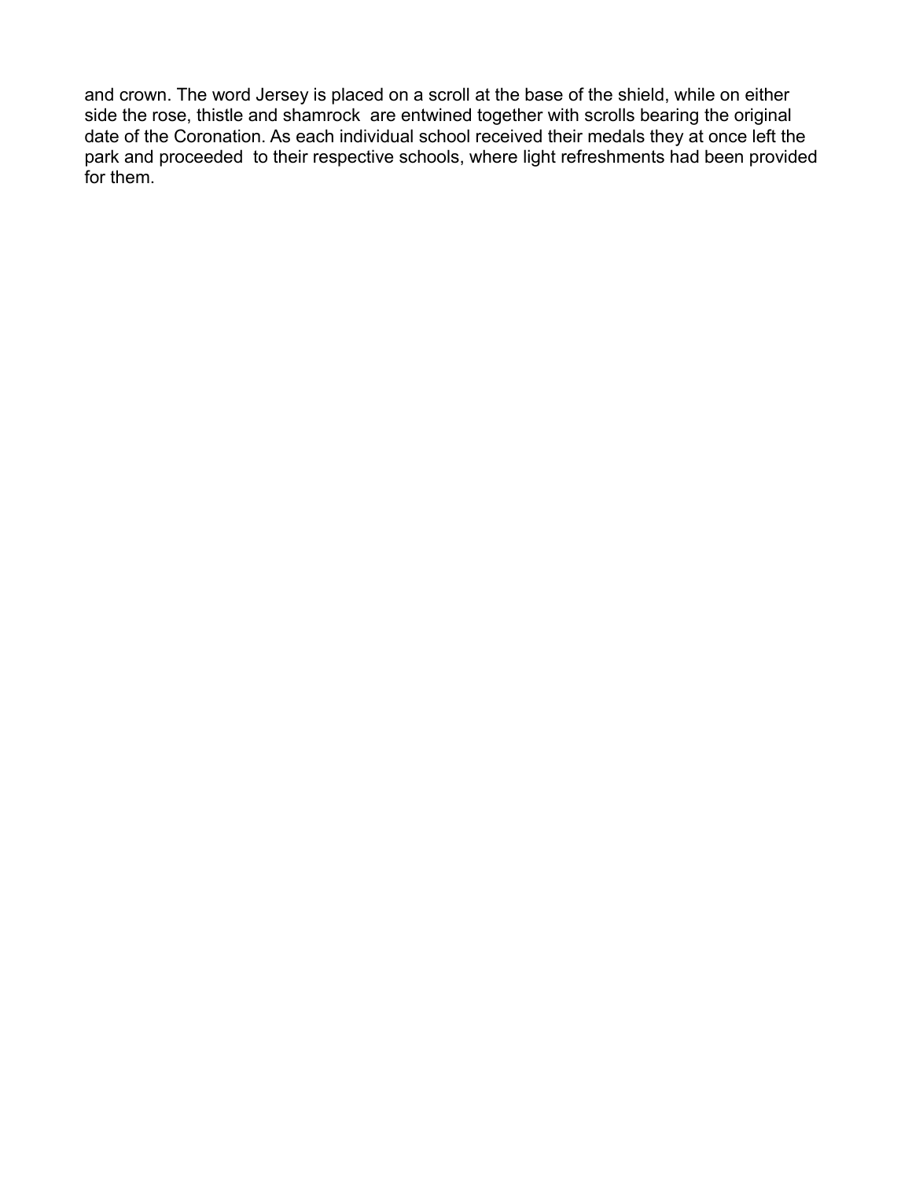and crown. The word Jersey is placed on a scroll at the base of the shield, while on either side the rose, thistle and shamrock are entwined together with scrolls bearing the original date of the Coronation. As each individual school received their medals they at once left the park and proceeded to their respective schools, where light refreshments had been provided for them.